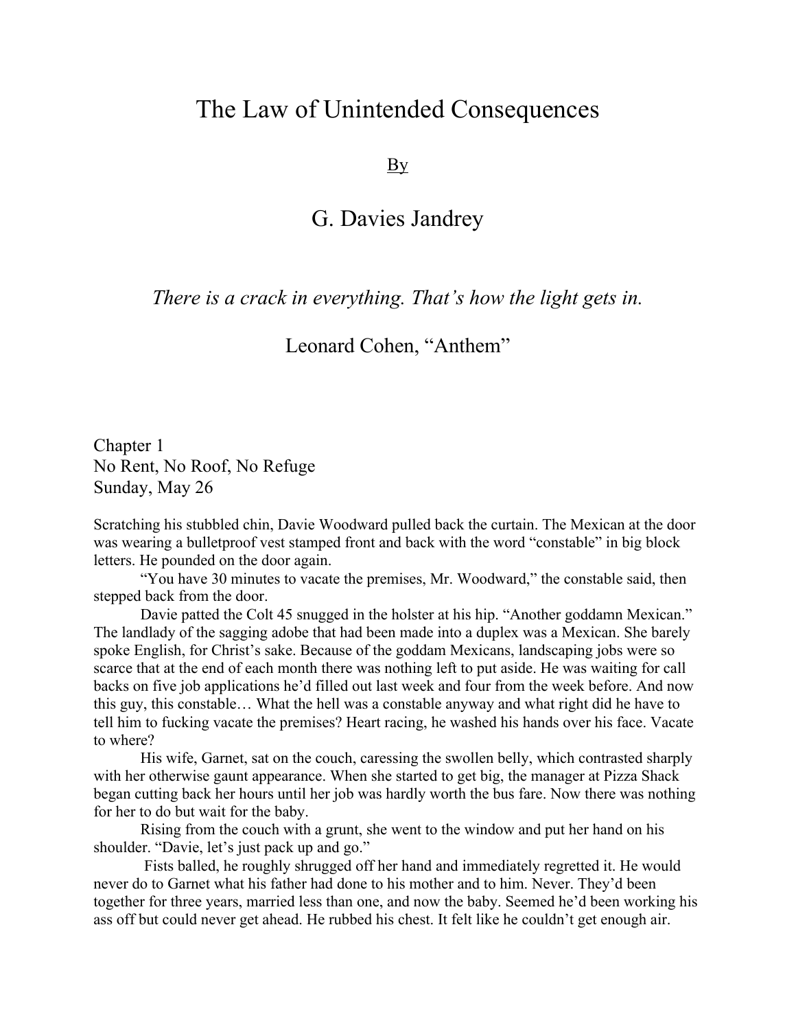# The Law of Unintended Consequences

By

## G. Davies Jandrey

*There is a crack in everything. That's how the light gets in.*

Leonard Cohen, "Anthem"

## Chapter 1
## No Rent, No Roof, No Refuge
### Sunday, May 26

Scratching his stubbled chin, Davie Woodward pulled back the curtain. The Mexican at the door was wearing a bulletproof vest stamped front and back with the word "constable" in big block letters. He pounded on the door again.

"You have 30 minutes to vacate the premises, Mr. Woodward," the constable said, then stepped back from the door.

Davie patted the Colt 45 snugged in the holster at his hip. "Another goddamn Mexican." The landlady of the sagging adobe that had been made into a duplex was a Mexican. She barely spoke English, for Christ's sake. Because of the goddam Mexicans, landscaping jobs were so scarce that at the end of each month there was nothing left to put aside. He was waiting for call backs on five job applications he'd filled out last week and four from the week before. And now this guy, this constable… What the hell was a constable anyway and what right did he have to tell him to fucking vacate the premises? Heart racing, he washed his hands over his face. Vacate to where?

His wife, Garnet, sat on the couch, caressing the swollen belly, which contrasted sharply with her otherwise gaunt appearance. When she started to get big, the manager at Pizza Shack began cutting back her hours until her job was hardly worth the bus fare. Now there was nothing for her to do but wait for the baby.

Rising from the couch with a grunt, she went to the window and put her hand on his shoulder. "Davie, let's just pack up and go."

Fists balled, he roughly shrugged off her hand and immediately regretted it. He would never do to Garnet what his father had done to his mother and to him. Never. They'd been together for three years, married less than one, and now the baby. Seemed he'd been working his ass off but could never get ahead. He rubbed his chest. It felt like he couldn't get enough air.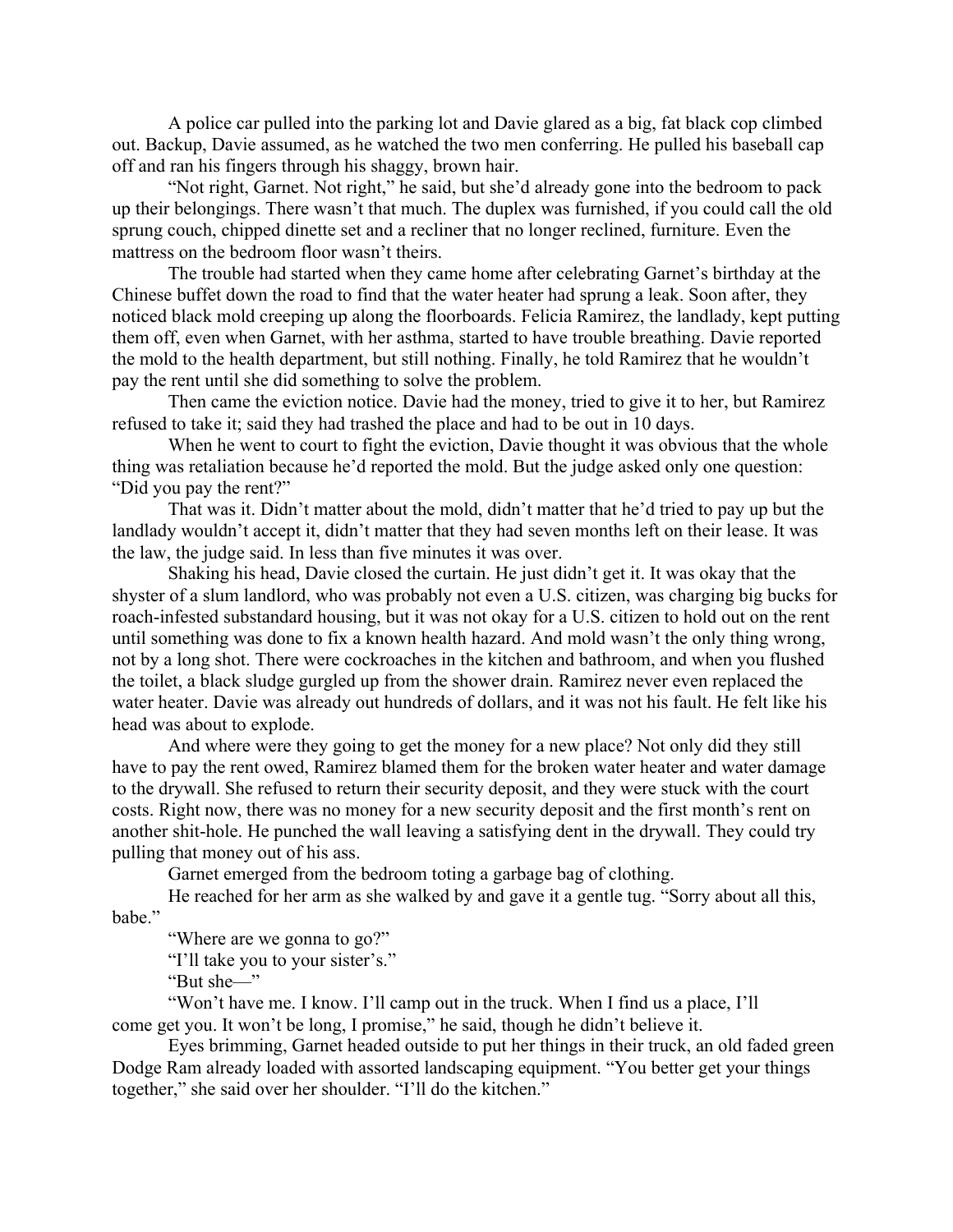A police car pulled into the parking lot and Davie glared as a big, fat black cop climbed out. Backup, Davie assumed, as he watched the two men conferring. He pulled his baseball cap off and ran his fingers through his shaggy, brown hair.

"Not right, Garnet. Not right," he said, but she'd already gone into the bedroom to pack up their belongings. There wasn't that much. The duplex was furnished, if you could call the old sprung couch, chipped dinette set and a recliner that no longer reclined, furniture. Even the mattress on the bedroom floor wasn't theirs.

The trouble had started when they came home after celebrating Garnet's birthday at the Chinese buffet down the road to find that the water heater had sprung a leak. Soon after, they noticed black mold creeping up along the floorboards. Felicia Ramirez, the landlady, kept putting them off, even when Garnet, with her asthma, started to have trouble breathing. Davie reported the mold to the health department, but still nothing. Finally, he told Ramirez that he wouldn't pay the rent until she did something to solve the problem.

Then came the eviction notice. Davie had the money, tried to give it to her, but Ramirez refused to take it; said they had trashed the place and had to be out in 10 days.

When he went to court to fight the eviction, Davie thought it was obvious that the whole thing was retaliation because he'd reported the mold. But the judge asked only one question: "Did you pay the rent?"

That was it. Didn't matter about the mold, didn't matter that he'd tried to pay up but the landlady wouldn't accept it, didn't matter that they had seven months left on their lease. It was the law, the judge said. In less than five minutes it was over.

Shaking his head, Davie closed the curtain. He just didn't get it. It was okay that the shyster of a slum landlord, who was probably not even a U.S. citizen, was charging big bucks for roach-infested substandard housing, but it was not okay for a U.S. citizen to hold out on the rent until something was done to fix a known health hazard. And mold wasn't the only thing wrong, not by a long shot. There were cockroaches in the kitchen and bathroom, and when you flushed the toilet, a black sludge gurgled up from the shower drain. Ramirez never even replaced the water heater. Davie was already out hundreds of dollars, and it was not his fault. He felt like his head was about to explode.

And where were they going to get the money for a new place? Not only did they still have to pay the rent owed, Ramirez blamed them for the broken water heater and water damage to the drywall. She refused to return their security deposit, and they were stuck with the court costs. Right now, there was no money for a new security deposit and the first month's rent on another shit-hole. He punched the wall leaving a satisfying dent in the drywall. They could try pulling that money out of his ass.

Garnet emerged from the bedroom toting a garbage bag of clothing.

He reached for her arm as she walked by and gave it a gentle tug. "Sorry about all this, babe."

"Where are we gonna to go?"

"I'll take you to your sister's."

"But she—"

"Won't have me. I know. I'll camp out in the truck. When I find us a place, I'll come get you. It won't be long, I promise," he said, though he didn't believe it.

Eyes brimming, Garnet headed outside to put her things in their truck, an old faded green Dodge Ram already loaded with assorted landscaping equipment. "You better get your things together," she said over her shoulder. "I'll do the kitchen."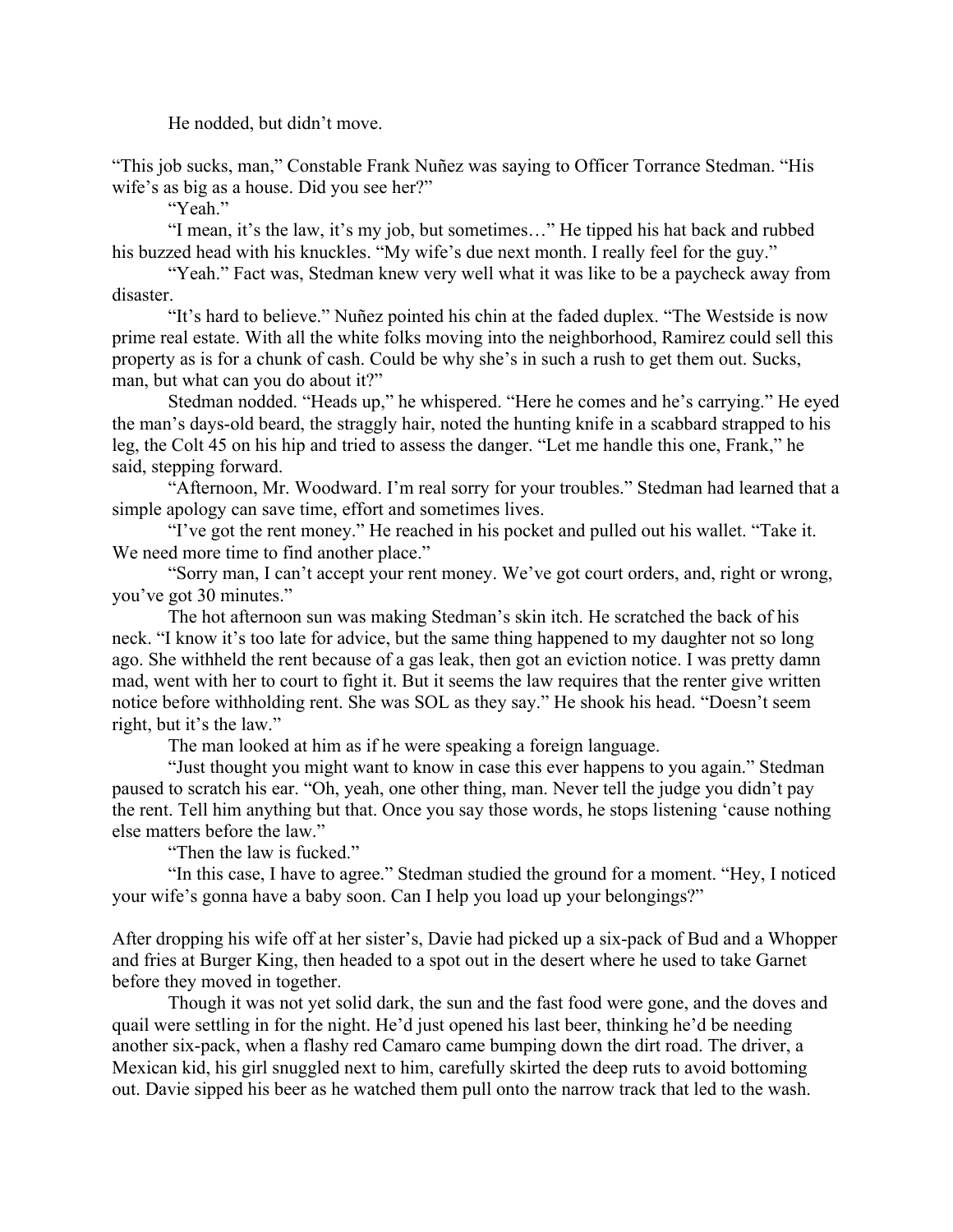He nodded, but didn't move.

"This job sucks, man," Constable Frank Nuñez was saying to Officer Torrance Stedman. "His wife's as big as a house. Did you see her?"

"Yeah."

"I mean, it's the law, it's my job, but sometimes…" He tipped his hat back and rubbed his buzzed head with his knuckles. "My wife's due next month. I really feel for the guy."

"Yeah." Fact was, Stedman knew very well what it was like to be a paycheck away from disaster.

"It's hard to believe." Nuñez pointed his chin at the faded duplex. "The Westside is now prime real estate. With all the white folks moving into the neighborhood, Ramirez could sell this property as is for a chunk of cash. Could be why she's in such a rush to get them out. Sucks, man, but what can you do about it?"

Stedman nodded. "Heads up," he whispered. "Here he comes and he's carrying." He eyed the man's days-old beard, the straggly hair, noted the hunting knife in a scabbard strapped to his leg, the Colt 45 on his hip and tried to assess the danger. "Let me handle this one, Frank," he said, stepping forward.

"Afternoon, Mr. Woodward. I'm real sorry for your troubles." Stedman had learned that a simple apology can save time, effort and sometimes lives.

"I've got the rent money." He reached in his pocket and pulled out his wallet. "Take it. We need more time to find another place."

"Sorry man, I can't accept your rent money. We've got court orders, and, right or wrong, you've got 30 minutes."

The hot afternoon sun was making Stedman's skin itch. He scratched the back of his neck. "I know it's too late for advice, but the same thing happened to my daughter not so long ago. She withheld the rent because of a gas leak, then got an eviction notice. I was pretty damn mad, went with her to court to fight it. But it seems the law requires that the renter give written notice before withholding rent. She was SOL as they say." He shook his head. "Doesn't seem right, but it's the law."

The man looked at him as if he were speaking a foreign language.

"Just thought you might want to know in case this ever happens to you again." Stedman paused to scratch his ear. "Oh, yeah, one other thing, man. Never tell the judge you didn't pay the rent. Tell him anything but that. Once you say those words, he stops listening 'cause nothing else matters before the law."

"Then the law is fucked."

"In this case, I have to agree." Stedman studied the ground for a moment. "Hey, I noticed your wife's gonna have a baby soon. Can I help you load up your belongings?"

After dropping his wife off at her sister's, Davie had picked up a six-pack of Bud and a Whopper and fries at Burger King, then headed to a spot out in the desert where he used to take Garnet before they moved in together.

Though it was not yet solid dark, the sun and the fast food were gone, and the doves and quail were settling in for the night. He'd just opened his last beer, thinking he'd be needing another six-pack, when a flashy red Camaro came bumping down the dirt road. The driver, a Mexican kid, his girl snuggled next to him, carefully skirted the deep ruts to avoid bottoming out. Davie sipped his beer as he watched them pull onto the narrow track that led to the wash.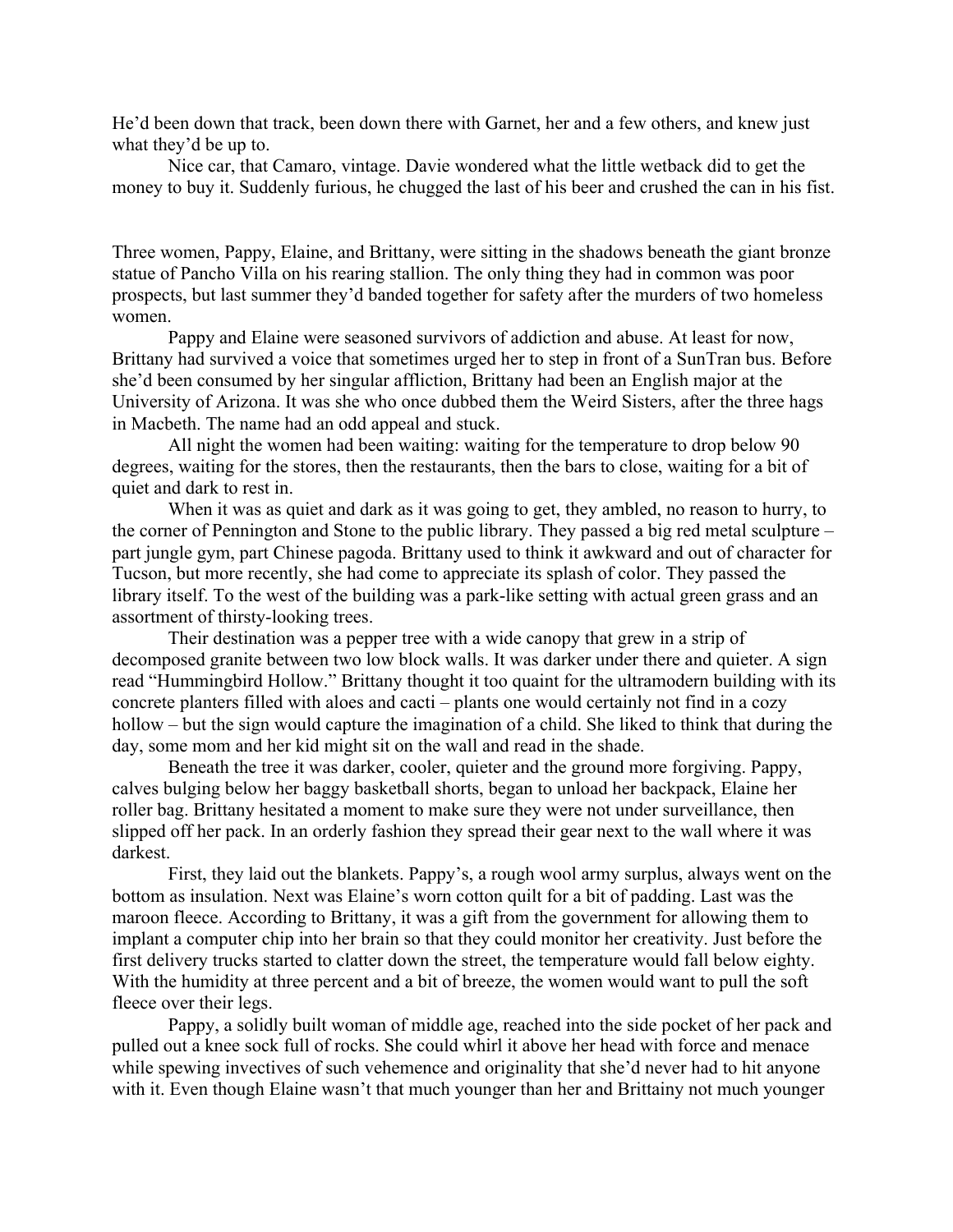He'd been down that track, been down there with Garnet, her and a few others, and knew just what they'd be up to.

Nice car, that Camaro, vintage. Davie wondered what the little wetback did to get the money to buy it. Suddenly furious, he chugged the last of his beer and crushed the can in his fist.

Three women, Pappy, Elaine, and Brittany, were sitting in the shadows beneath the giant bronze statue of Pancho Villa on his rearing stallion. The only thing they had in common was poor prospects, but last summer they'd banded together for safety after the murders of two homeless women.

Pappy and Elaine were seasoned survivors of addiction and abuse. At least for now, Brittany had survived a voice that sometimes urged her to step in front of a SunTran bus. Before she'd been consumed by her singular affliction, Brittany had been an English major at the University of Arizona. It was she who once dubbed them the Weird Sisters, after the three hags in Macbeth. The name had an odd appeal and stuck.

All night the women had been waiting: waiting for the temperature to drop below 90 degrees, waiting for the stores, then the restaurants, then the bars to close, waiting for a bit of quiet and dark to rest in.

When it was as quiet and dark as it was going to get, they ambled, no reason to hurry, to the corner of Pennington and Stone to the public library. They passed a big red metal sculpture – part jungle gym, part Chinese pagoda. Brittany used to think it awkward and out of character for Tucson, but more recently, she had come to appreciate its splash of color. They passed the library itself. To the west of the building was a park-like setting with actual green grass and an assortment of thirsty-looking trees.

Their destination was a pepper tree with a wide canopy that grew in a strip of decomposed granite between two low block walls. It was darker under there and quieter. A sign read "Hummingbird Hollow." Brittany thought it too quaint for the ultramodern building with its concrete planters filled with aloes and cacti – plants one would certainly not find in a cozy hollow – but the sign would capture the imagination of a child. She liked to think that during the day, some mom and her kid might sit on the wall and read in the shade.

Beneath the tree it was darker, cooler, quieter and the ground more forgiving. Pappy, calves bulging below her baggy basketball shorts, began to unload her backpack, Elaine her roller bag. Brittany hesitated a moment to make sure they were not under surveillance, then slipped off her pack. In an orderly fashion they spread their gear next to the wall where it was darkest.

First, they laid out the blankets. Pappy's, a rough wool army surplus, always went on the bottom as insulation. Next was Elaine's worn cotton quilt for a bit of padding. Last was the maroon fleece. According to Brittany, it was a gift from the government for allowing them to implant a computer chip into her brain so that they could monitor her creativity. Just before the first delivery trucks started to clatter down the street, the temperature would fall below eighty. With the humidity at three percent and a bit of breeze, the women would want to pull the soft fleece over their legs.

Pappy, a solidly built woman of middle age, reached into the side pocket of her pack and pulled out a knee sock full of rocks. She could whirl it above her head with force and menace while spewing invectives of such vehemence and originality that she'd never had to hit anyone with it. Even though Elaine wasn't that much younger than her and Brittainy not much younger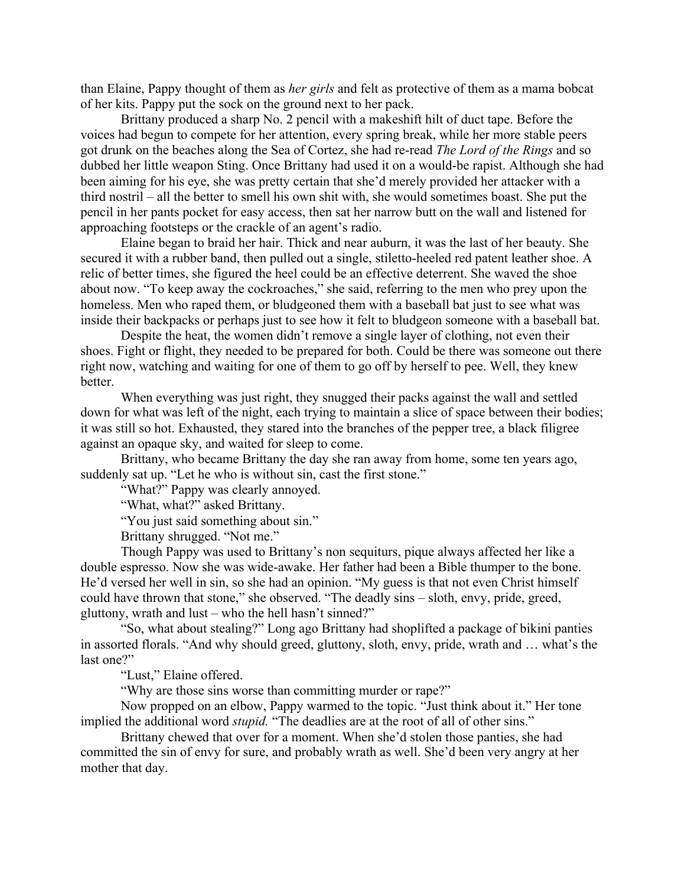than Elaine, Pappy thought of them as *her girls* and felt as protective of them as a mama bobcat of her kits. Pappy put the sock on the ground next to her pack.

Brittany produced a sharp No. 2 pencil with a makeshift hilt of duct tape. Before the voices had begun to compete for her attention, every spring break, while her more stable peers got drunk on the beaches along the Sea of Cortez, she had re-read *The Lord of the Rings* and so dubbed her little weapon Sting. Once Brittany had used it on a would-be rapist. Although she had been aiming for his eye, she was pretty certain that she'd merely provided her attacker with a third nostril – all the better to smell his own shit with, she would sometimes boast. She put the pencil in her pants pocket for easy access, then sat her narrow butt on the wall and listened for approaching footsteps or the crackle of an agent's radio.

Elaine began to braid her hair. Thick and near auburn, it was the last of her beauty. She secured it with a rubber band, then pulled out a single, stiletto-heeled red patent leather shoe. A relic of better times, she figured the heel could be an effective deterrent. She waved the shoe about now. "To keep away the cockroaches," she said, referring to the men who prey upon the homeless. Men who raped them, or bludgeoned them with a baseball bat just to see what was inside their backpacks or perhaps just to see how it felt to bludgeon someone with a baseball bat.

Despite the heat, the women didn't remove a single layer of clothing, not even their shoes. Fight or flight, they needed to be prepared for both. Could be there was someone out there right now, watching and waiting for one of them to go off by herself to pee. Well, they knew better.

When everything was just right, they snugged their packs against the wall and settled down for what was left of the night, each trying to maintain a slice of space between their bodies; it was still so hot. Exhausted, they stared into the branches of the pepper tree, a black filigree against an opaque sky, and waited for sleep to come.

Brittany, who became Brittany the day she ran away from home, some ten years ago, suddenly sat up. "Let he who is without sin, cast the first stone."

"What?" Pappy was clearly annoyed.

"What, what?" asked Brittany.

"You just said something about sin."

Brittany shrugged. "Not me."

Though Pappy was used to Brittany's non sequiturs, pique always affected her like a double espresso. Now she was wide-awake. Her father had been a Bible thumper to the bone. He'd versed her well in sin, so she had an opinion. "My guess is that not even Christ himself could have thrown that stone," she observed. "The deadly sins – sloth, envy, pride, greed, gluttony, wrath and lust – who the hell hasn't sinned?"

"So, what about stealing?" Long ago Brittany had shoplifted a package of bikini panties in assorted florals. "And why should greed, gluttony, sloth, envy, pride, wrath and … what's the last one?"

"Lust," Elaine offered.

"Why are those sins worse than committing murder or rape?"

Now propped on an elbow, Pappy warmed to the topic. "Just think about it." Her tone implied the additional word *stupid.* "The deadlies are at the root of all of other sins."

Brittany chewed that over for a moment. When she'd stolen those panties, she had committed the sin of envy for sure, and probably wrath as well. She'd been very angry at her mother that day.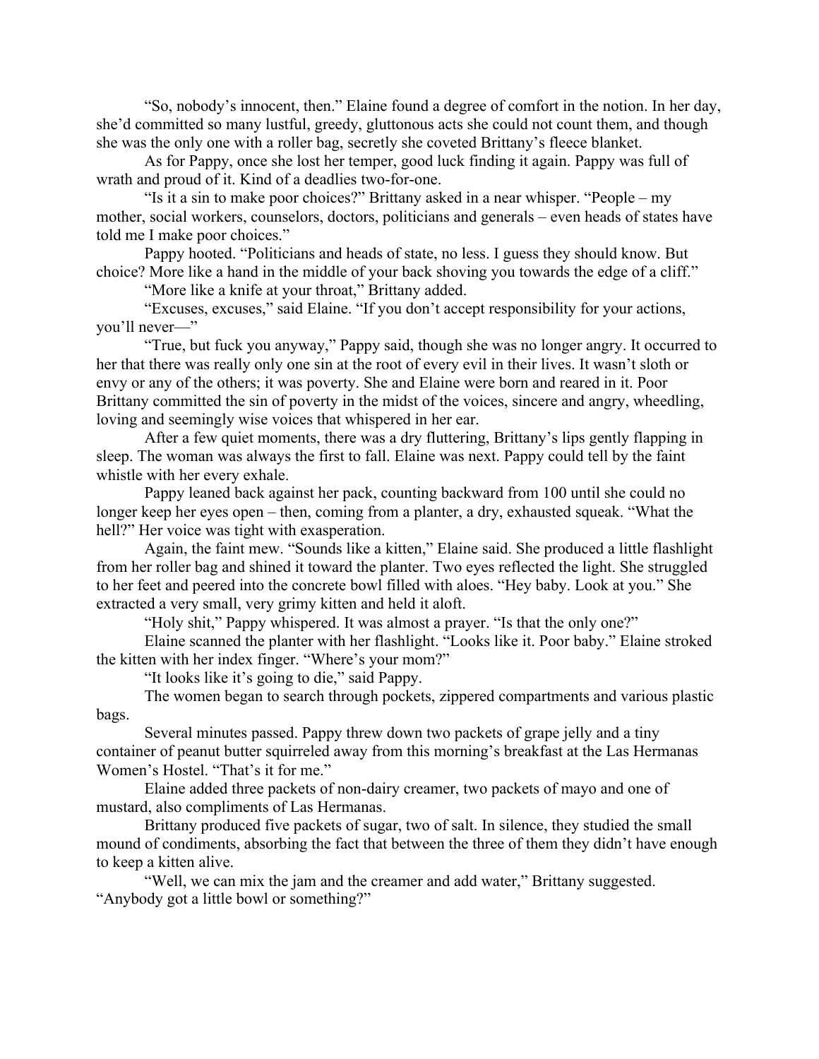"So, nobody's innocent, then." Elaine found a degree of comfort in the notion. In her day, she'd committed so many lustful, greedy, gluttonous acts she could not count them, and though she was the only one with a roller bag, secretly she coveted Brittany's fleece blanket.

As for Pappy, once she lost her temper, good luck finding it again. Pappy was full of wrath and proud of it. Kind of a deadlies two-for-one.

"Is it a sin to make poor choices?" Brittany asked in a near whisper. "People – my mother, social workers, counselors, doctors, politicians and generals – even heads of states have told me I make poor choices."

Pappy hooted. "Politicians and heads of state, no less. I guess they should know. But choice? More like a hand in the middle of your back shoving you towards the edge of a cliff."

"More like a knife at your throat," Brittany added.

"Excuses, excuses," said Elaine. "If you don't accept responsibility for your actions, you'll never—"

"True, but fuck you anyway," Pappy said, though she was no longer angry. It occurred to her that there was really only one sin at the root of every evil in their lives. It wasn't sloth or envy or any of the others; it was poverty. She and Elaine were born and reared in it. Poor Brittany committed the sin of poverty in the midst of the voices, sincere and angry, wheedling, loving and seemingly wise voices that whispered in her ear.

After a few quiet moments, there was a dry fluttering, Brittany's lips gently flapping in sleep. The woman was always the first to fall. Elaine was next. Pappy could tell by the faint whistle with her every exhale.

Pappy leaned back against her pack, counting backward from 100 until she could no longer keep her eyes open – then, coming from a planter, a dry, exhausted squeak. "What the hell?" Her voice was tight with exasperation.

Again, the faint mew. "Sounds like a kitten," Elaine said. She produced a little flashlight from her roller bag and shined it toward the planter. Two eyes reflected the light. She struggled to her feet and peered into the concrete bowl filled with aloes. "Hey baby. Look at you." She extracted a very small, very grimy kitten and held it aloft.

"Holy shit," Pappy whispered. It was almost a prayer. "Is that the only one?"

Elaine scanned the planter with her flashlight. "Looks like it. Poor baby." Elaine stroked the kitten with her index finger. "Where's your mom?"

"It looks like it's going to die," said Pappy.

The women began to search through pockets, zippered compartments and various plastic bags.

Several minutes passed. Pappy threw down two packets of grape jelly and a tiny container of peanut butter squirreled away from this morning's breakfast at the Las Hermanas Women's Hostel. "That's it for me."

Elaine added three packets of non-dairy creamer, two packets of mayo and one of mustard, also compliments of Las Hermanas.

Brittany produced five packets of sugar, two of salt. In silence, they studied the small mound of condiments, absorbing the fact that between the three of them they didn't have enough to keep a kitten alive.

"Well, we can mix the jam and the creamer and add water," Brittany suggested. "Anybody got a little bowl or something?"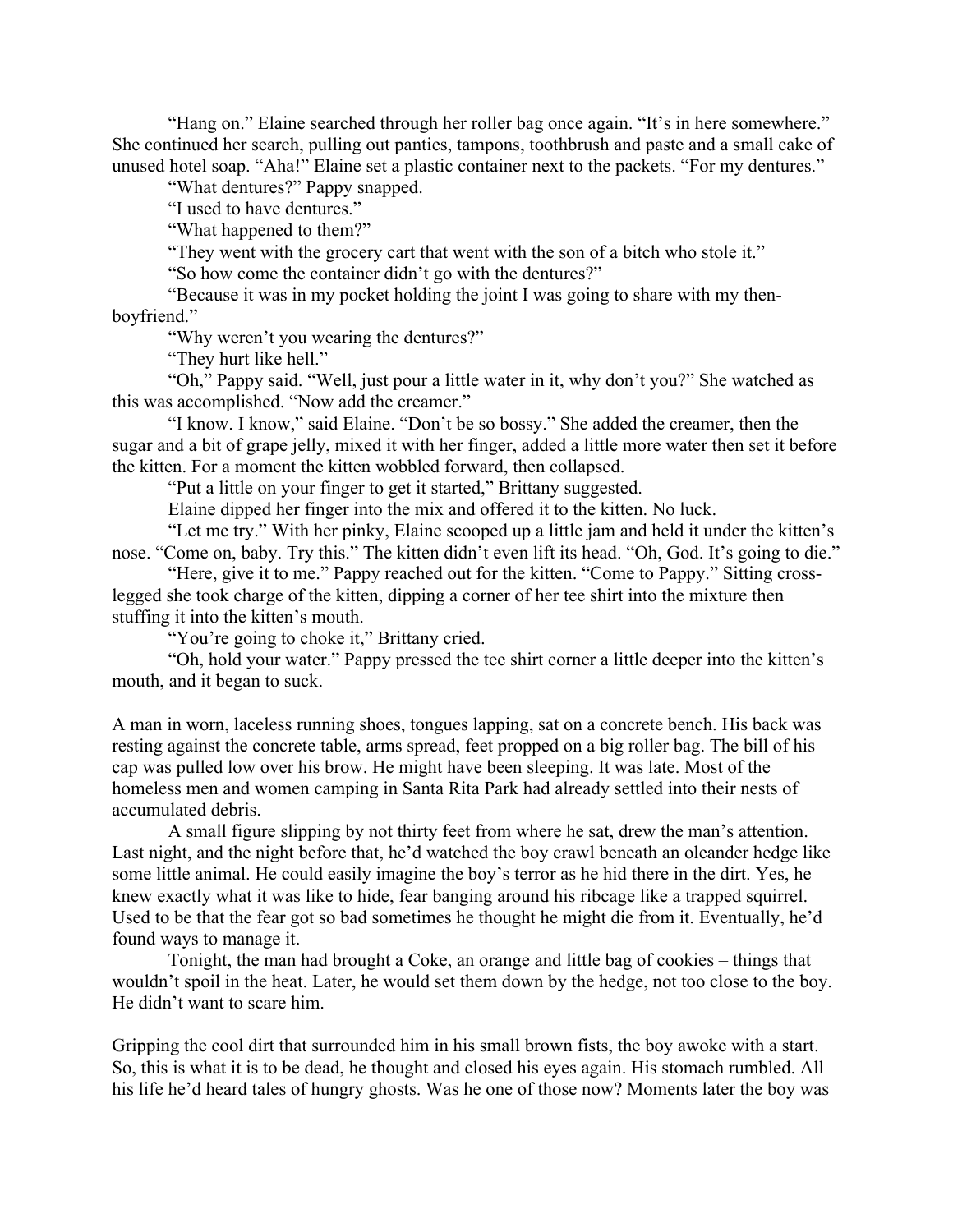"Hang on." Elaine searched through her roller bag once again. "It's in here somewhere." She continued her search, pulling out panties, tampons, toothbrush and paste and a small cake of unused hotel soap. "Aha!" Elaine set a plastic container next to the packets. "For my dentures."

"What dentures?" Pappy snapped.

"I used to have dentures."

"What happened to them?"

"They went with the grocery cart that went with the son of a bitch who stole it."

"So how come the container didn't go with the dentures?"

"Because it was in my pocket holding the joint I was going to share with my then-boyfriend."

"Why weren't you wearing the dentures?"

"They hurt like hell."

"Oh," Pappy said. "Well, just pour a little water in it, why don't you?" She watched as this was accomplished. "Now add the creamer."

"I know. I know," said Elaine. "Don't be so bossy." She added the creamer, then the sugar and a bit of grape jelly, mixed it with her finger, added a little more water then set it before the kitten. For a moment the kitten wobbled forward, then collapsed.

"Put a little on your finger to get it started," Brittany suggested.

Elaine dipped her finger into the mix and offered it to the kitten. No luck.

"Let me try." With her pinky, Elaine scooped up a little jam and held it under the kitten's nose. "Come on, baby. Try this." The kitten didn't even lift its head. "Oh, God. It's going to die."

"Here, give it to me." Pappy reached out for the kitten. "Come to Pappy." Sitting cross-legged she took charge of the kitten, dipping a corner of her tee shirt into the mixture then stuffing it into the kitten's mouth.

"You're going to choke it," Brittany cried.

"Oh, hold your water." Pappy pressed the tee shirt corner a little deeper into the kitten's mouth, and it began to suck.

A man in worn, laceless running shoes, tongues lapping, sat on a concrete bench. His back was resting against the concrete table, arms spread, feet propped on a big roller bag. The bill of his cap was pulled low over his brow. He might have been sleeping. It was late. Most of the homeless men and women camping in Santa Rita Park had already settled into their nests of accumulated debris.

A small figure slipping by not thirty feet from where he sat, drew the man's attention. Last night, and the night before that, he'd watched the boy crawl beneath an oleander hedge like some little animal. He could easily imagine the boy's terror as he hid there in the dirt. Yes, he knew exactly what it was like to hide, fear banging around his ribcage like a trapped squirrel. Used to be that the fear got so bad sometimes he thought he might die from it. Eventually, he'd found ways to manage it.

Tonight, the man had brought a Coke, an orange and little bag of cookies – things that wouldn't spoil in the heat. Later, he would set them down by the hedge, not too close to the boy. He didn't want to scare him.

Gripping the cool dirt that surrounded him in his small brown fists, the boy awoke with a start. So, this is what it is to be dead, he thought and closed his eyes again. His stomach rumbled. All his life he'd heard tales of hungry ghosts. Was he one of those now? Moments later the boy was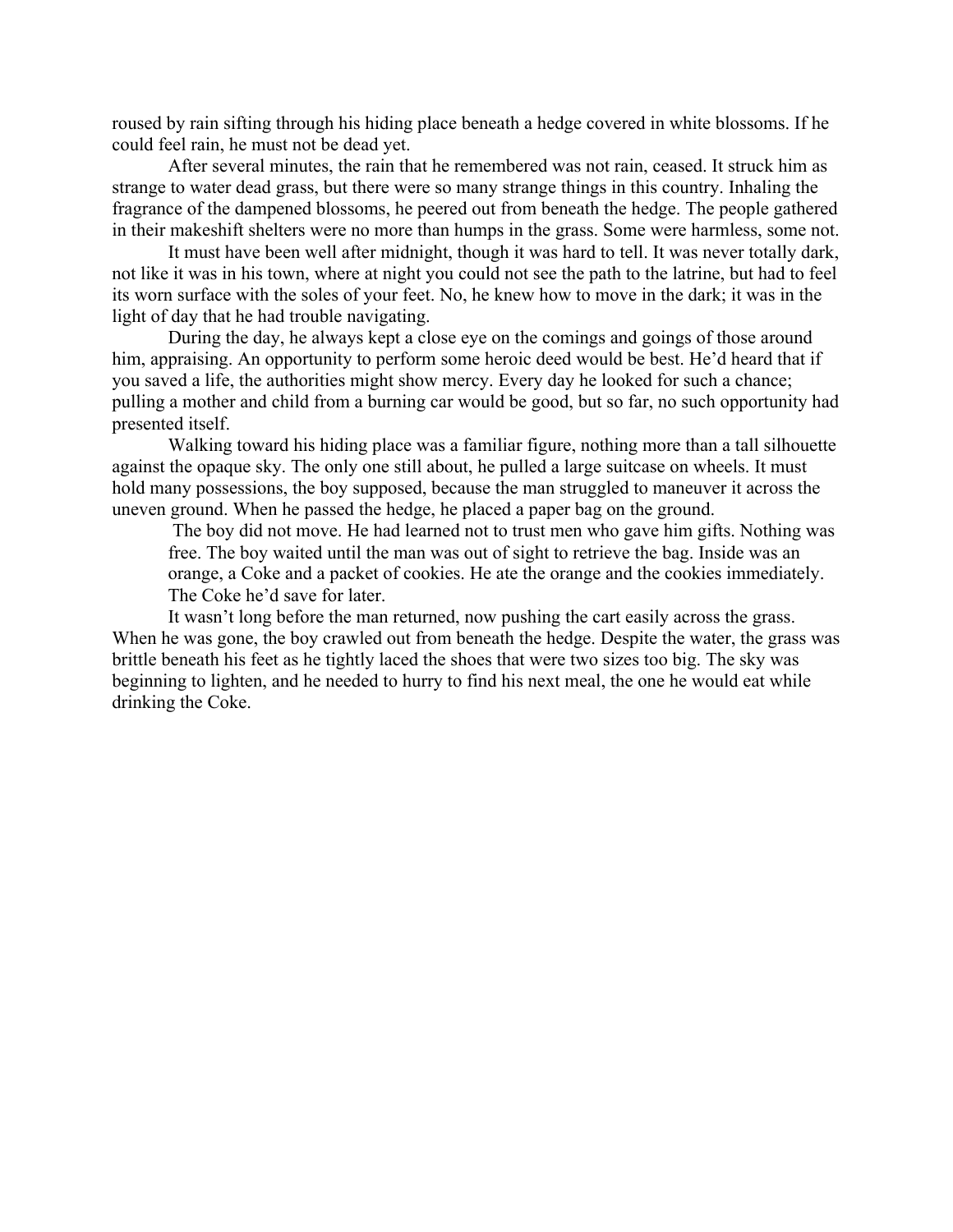roused by rain sifting through his hiding place beneath a hedge covered in white blossoms. If he could feel rain, he must not be dead yet.

After several minutes, the rain that he remembered was not rain, ceased. It struck him as strange to water dead grass, but there were so many strange things in this country. Inhaling the fragrance of the dampened blossoms, he peered out from beneath the hedge. The people gathered in their makeshift shelters were no more than humps in the grass. Some were harmless, some not.

It must have been well after midnight, though it was hard to tell. It was never totally dark, not like it was in his town, where at night you could not see the path to the latrine, but had to feel its worn surface with the soles of your feet. No, he knew how to move in the dark; it was in the light of day that he had trouble navigating.

During the day, he always kept a close eye on the comings and goings of those around him, appraising. An opportunity to perform some heroic deed would be best. He'd heard that if you saved a life, the authorities might show mercy. Every day he looked for such a chance; pulling a mother and child from a burning car would be good, but so far, no such opportunity had presented itself.

Walking toward his hiding place was a familiar figure, nothing more than a tall silhouette against the opaque sky. The only one still about, he pulled a large suitcase on wheels. It must hold many possessions, the boy supposed, because the man struggled to maneuver it across the uneven ground. When he passed the hedge, he placed a paper bag on the ground.

The boy did not move. He had learned not to trust men who gave him gifts. Nothing was free. The boy waited until the man was out of sight to retrieve the bag. Inside was an orange, a Coke and a packet of cookies. He ate the orange and the cookies immediately. The Coke he'd save for later.

It wasn't long before the man returned, now pushing the cart easily across the grass. When he was gone, the boy crawled out from beneath the hedge. Despite the water, the grass was brittle beneath his feet as he tightly laced the shoes that were two sizes too big. The sky was beginning to lighten, and he needed to hurry to find his next meal, the one he would eat while drinking the Coke.